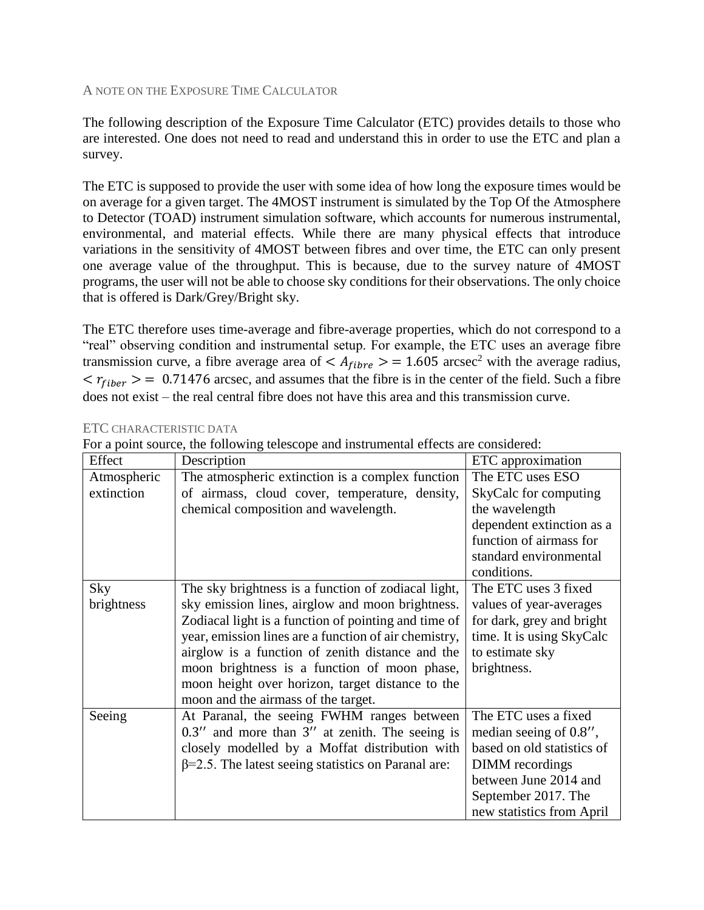## A NOTE ON THE EXPOSURE TIME CALCULATOR

The following description of the Exposure Time Calculator (ETC) provides details to those who are interested. One does not need to read and understand this in order to use the ETC and plan a survey.

The ETC is supposed to provide the user with some idea of how long the exposure times would be on average for a given target. The 4MOST instrument is simulated by the Top Of the Atmosphere to Detector (TOAD) instrument simulation software, which accounts for numerous instrumental, environmental, and material effects. While there are many physical effects that introduce variations in the sensitivity of 4MOST between fibres and over time, the ETC can only present one average value of the throughput. This is because, due to the survey nature of 4MOST programs, the user will not be able to choose sky conditions for their observations. The only choice that is offered is Dark/Grey/Bright sky.

The ETC therefore uses time-average and fibre-average properties, which do not correspond to a "real" observing condition and instrumental setup. For example, the ETC uses an average fibre transmission curve, a fibre average area of $< A_{fibre} > = 1.605$ arcsec$^2$ with the average radius, $< r_{fiber} > = 0.71476$ arcsec, and assumes that the fibre is in the center of the field. Such a fibre does not exist – the real central fibre does not have this area and this transmission curve.

### ETC CHARACTERISTIC DATA

For a point source, the following telescope and instrumental effects are considered:

| Effect | Description | ETC approximation |
|---|---|---|
| Atmospheric extinction | The atmospheric extinction is a complex function of airmass, cloud cover, temperature, density, chemical composition and wavelength. | The ETC uses ESO SkyCalc for computing the wavelength dependent extinction as a function of airmass for standard environmental conditions. |
| Sky brightness | The sky brightness is a function of zodiacal light, sky emission lines, airglow and moon brightness. Zodiacal light is a function of pointing and time of year, emission lines are a function of air chemistry, airglow is a function of zenith distance and the moon brightness is a function of moon phase, moon height over horizon, target distance to the moon and the airmass of the target. | The ETC uses 3 fixed values of year-averages for dark, grey and bright time. It is using SkyCalc to estimate sky brightness. |
| Seeing | At Paranal, the seeing FWHM ranges between 0.3″ and more than 3″ at zenith. The seeing is closely modelled by a Moffat distribution with β=2.5. The latest seeing statistics on Paranal are: | The ETC uses a fixed median seeing of 0.8″, based on old statistics of DIMM recordings between June 2014 and September 2017. The new statistics from April |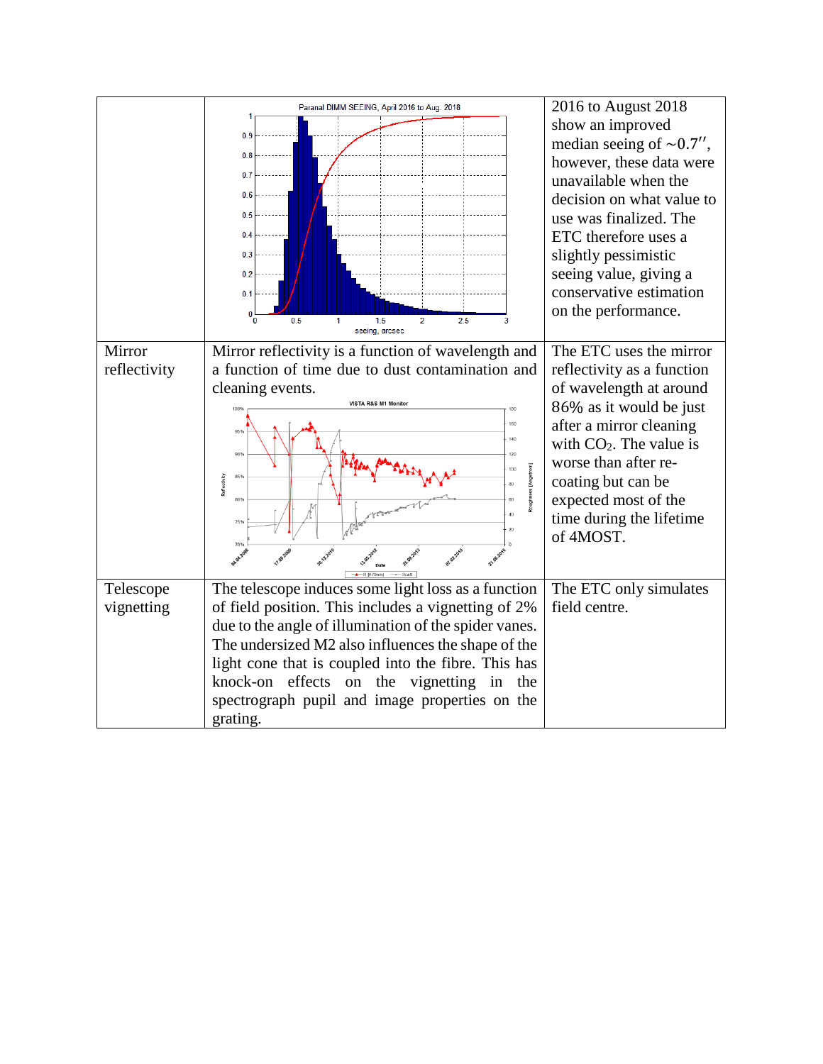| | | |
|---|---|---|
| | | 2016 to August 2018 show an improved median seeing of ~0.7″, however, these data were unavailable when the decision on what value to use was finalized. The ETC therefore uses a slightly pessimistic seeing value, giving a conservative estimation on the performance. |
| Mirror reflectivity | Mirror reflectivity is a function of wavelength and a function of time due to dust contamination and cleaning events. | The ETC uses the mirror reflectivity as a function of wavelength at around 86% as it would be just after a mirror cleaning with $CO_2$. The value is worse than after re-coating but can be expected most of the time during the lifetime of 4MOST. |
| Telescope vignetting | The telescope induces some light loss as a function of field position. This includes a vignetting of 2% due to the angle of illumination of the spider vanes. The undersized M2 also influences the shape of the light cone that is coupled into the fibre. This has knock-on effects on the vignetting in the spectrograph pupil and image properties on the grating. | The ETC only simulates field centre. |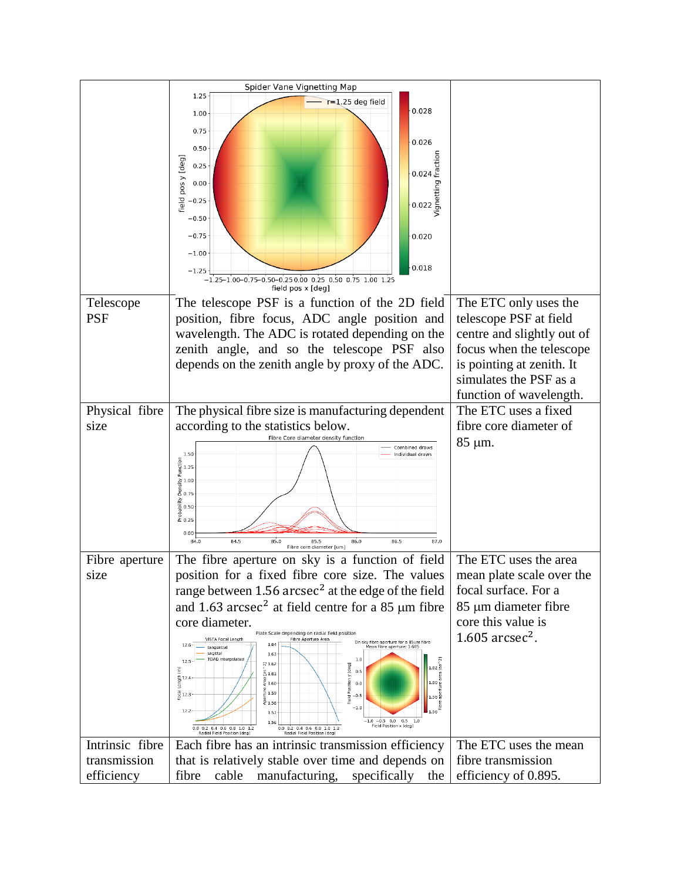| | | |
|---|---|---|
| | | |
| Telescope PSF | The telescope PSF is a function of the 2D field position, fibre focus, ADC angle position and wavelength. The ADC is rotated depending on the zenith angle, and so the telescope PSF also depends on the zenith angle by proxy of the ADC. | The ETC only uses the telescope PSF at field centre and slightly out of focus when the telescope is pointing at zenith. It simulates the PSF as a function of wavelength. |
| Physical fibre size | The physical fibre size is manufacturing dependent according to the statistics below. | The ETC uses a fixed fibre core diameter of 85 μm. |
| Fibre aperture size | The fibre aperture on sky is a function of field position for a fixed fibre core size. The values range between 1.56 arcsec$^2$ at the edge of the field and 1.63 arcsec$^2$ at field centre for a 85 μm fibre core diameter. | The ETC uses the area mean plate scale over the focal surface. For a 85 μm diameter fibre core this value is 1.605 arcsec$^2$. |
| Intrinsic fibre transmission efficiency | Each fibre has an intrinsic transmission efficiency that is relatively stable over time and depends on fibre cable manufacturing, specifically the | The ETC uses the mean fibre transmission efficiency of 0.895. |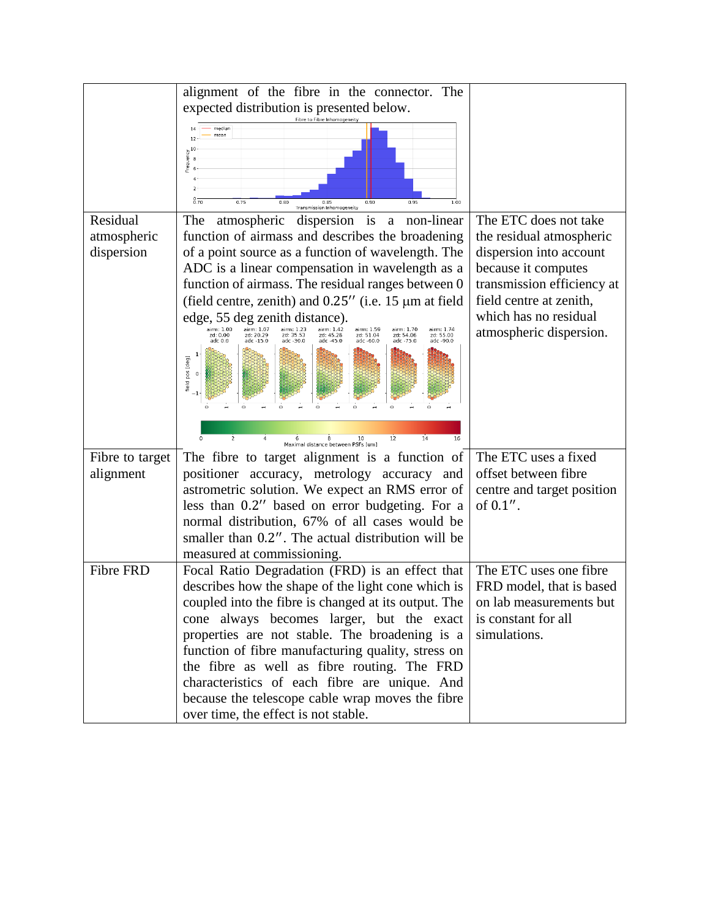| | | |
|---|---|---|
| | alignment of the fibre in the connector. The expected distribution is presented below. | |
| Residual atmospheric dispersion | The atmospheric dispersion is a non-linear function of airmass and describes the broadening of a point source as a function of wavelength. The ADC is a linear compensation in wavelength as a function of airmass. The residual ranges between 0 (field centre, zenith) and 0.25″ (i.e. 15 μm at field edge, 55 deg zenith distance). | The ETC does not take the residual atmospheric dispersion into account because it computes transmission efficiency at field centre at zenith, which has no residual atmospheric dispersion. |
| Fibre to target alignment | The fibre to target alignment is a function of positioner accuracy, metrology accuracy and astrometric solution. We expect an RMS error of less than 0.2″ based on error budgeting. For a normal distribution, 67% of all cases would be smaller than 0.2″. The actual distribution will be measured at commissioning. | The ETC uses a fixed offset between fibre centre and target position of 0.1″. |
| Fibre FRD | Focal Ratio Degradation (FRD) is an effect that describes how the shape of the light cone which is coupled into the fibre is changed at its output. The cone always becomes larger, but the exact properties are not stable. The broadening is a function of fibre manufacturing quality, stress on the fibre as well as fibre routing. The FRD characteristics of each fibre are unique. And because the telescope cable wrap moves the fibre over time, the effect is not stable. | The ETC uses one fibre FRD model, that is based on lab measurements but is constant for all simulations. |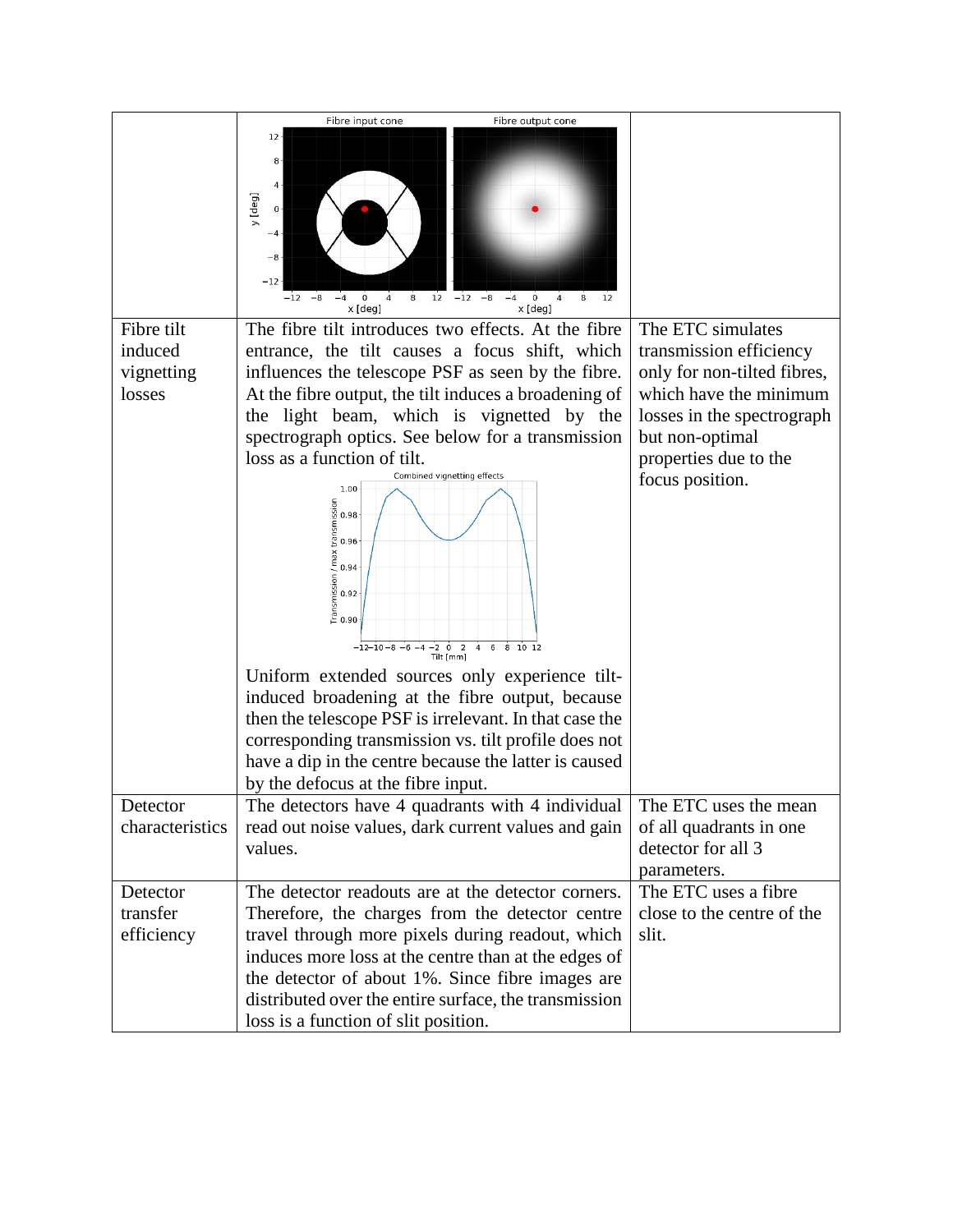| | | |
|---|---|---|
| | | |
| Fibre tilt induced vignetting losses | The fibre tilt introduces two effects. At the fibre entrance, the tilt causes a focus shift, which influences the telescope PSF as seen by the fibre. At the fibre output, the tilt induces a broadening of the light beam, which is vignetted by the spectrograph optics. See below for a transmission loss as a function of tilt.<br><br>Uniform extended sources only experience tilt-induced broadening at the fibre output, because then the telescope PSF is irrelevant. In that case the corresponding transmission vs. tilt profile does not have a dip in the centre because the latter is caused by the defocus at the fibre input. | The ETC simulates transmission efficiency only for non-tilted fibres, which have the minimum losses in the spectrograph but non-optimal properties due to the focus position. |
| Detector characteristics | The detectors have 4 quadrants with 4 individual read out noise values, dark current values and gain values. | The ETC uses the mean of all quadrants in one detector for all 3 parameters. |
| Detector transfer efficiency | The detector readouts are at the detector corners. Therefore, the charges from the detector centre travel through more pixels during readout, which induces more loss at the centre than at the edges of the detector of about 1%. Since fibre images are distributed over the entire surface, the transmission loss is a function of slit position. | The ETC uses a fibre close to the centre of the slit. |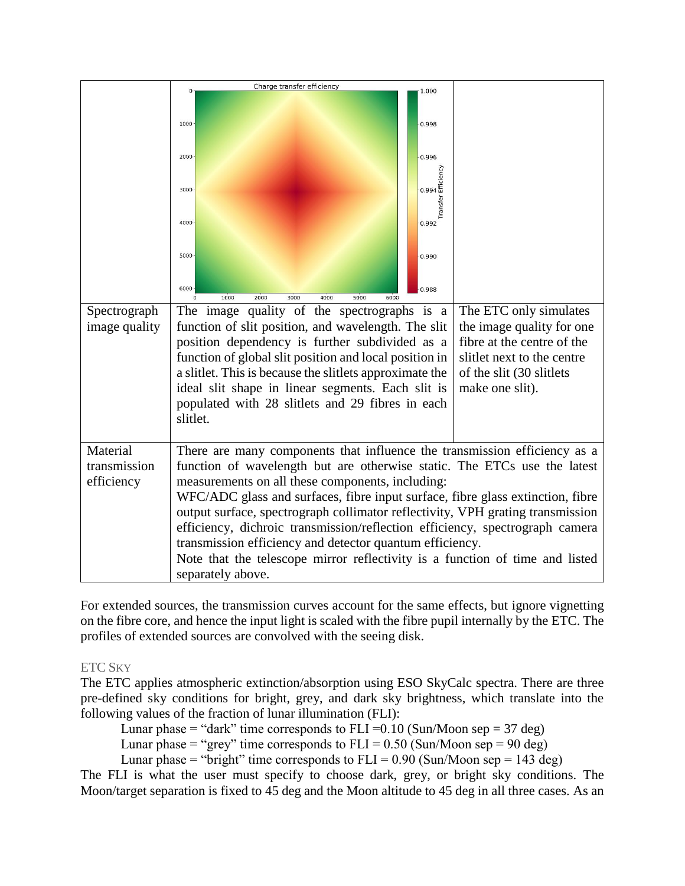| | | |
|---|---|---|
| | | |
| Spectrograph image quality | The image quality of the spectrographs is a function of slit position, and wavelength. The slit position dependency is further subdivided as a function of global slit position and local position in a slitlet. This is because the slitlets approximate the ideal slit shape in linear segments. Each slit is populated with 28 slitlets and 29 fibres in each slitlet. | The ETC only simulates the image quality for one fibre at the centre of the slitlet next to the centre of the slit (30 slitlets make one slit). |
| Material transmission efficiency | There are many components that influence the transmission efficiency as a function of wavelength but are otherwise static. The ETCs use the latest measurements on all these components, including: WFC/ADC glass and surfaces, fibre input surface, fibre glass extinction, fibre output surface, spectrograph collimator reflectivity, VPH grating transmission efficiency, dichroic transmission/reflection efficiency, spectrograph camera transmission efficiency and detector quantum efficiency. Note that the telescope mirror reflectivity is a function of time and listed separately above. | |

For extended sources, the transmission curves account for the same effects, but ignore vignetting on the fibre core, and hence the input light is scaled with the fibre pupil internally by the ETC. The profiles of extended sources are convolved with the seeing disk.

### ETC Sky

The ETC applies atmospheric extinction/absorption using ESO SkyCalc spectra. There are three pre-defined sky conditions for bright, grey, and dark sky brightness, which translate into the following values of the fraction of lunar illumination (FLI):

Lunar phase = "dark" time corresponds to FLI =0.10 (Sun/Moon sep = 37 deg)

Lunar phase = "grey" time corresponds to FLI = 0.50 (Sun/Moon sep = 90 deg)

Lunar phase = "bright" time corresponds to FLI = 0.90 (Sun/Moon sep = 143 deg)

The FLI is what the user must specify to choose dark, grey, or bright sky conditions. The Moon/target separation is fixed to 45 deg and the Moon altitude to 45 deg in all three cases. As an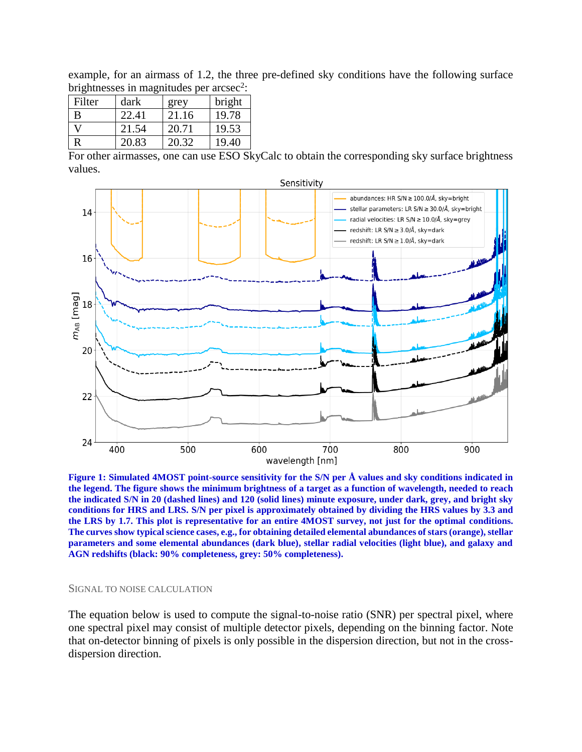example, for an airmass of 1.2, the three pre-defined sky conditions have the following surface brightnesses in magnitudes per arcsec[2]:

| Filter | dark | grey | bright |
|---|---|---|---|
| B | 22.41 | 21.16 | 19.78 |
| V | 21.54 | 20.71 | 19.53 |
| R | 20.83 | 20.32 | 19.40 |

For other airmasses, one can use ESO SkyCalc to obtain the corresponding sky surface brightness values.

**Figure 1: Simulated 4MOST point-source sensitivity for the S/N per Å values and sky conditions indicated in the legend. The figure shows the minimum brightness of a target as a function of wavelength, needed to reach the indicated S/N in 20 (dashed lines) and 120 (solid lines) minute exposure, under dark, grey, and bright sky conditions for HRS and LRS. S/N per pixel is approximately obtained by dividing the HRS values by 3.3 and the LRS by 1.7. This plot is representative for an entire 4MOST survey, not just for the optimal conditions. The curves show typical science cases, e.g., for obtaining detailed elemental abundances of stars (orange), stellar parameters and some elemental abundances (dark blue), stellar radial velocities (light blue), and galaxy and AGN redshifts (black: 90% completeness, grey: 50% completeness).**

## Signal to Noise Calculation

The equation below is used to compute the signal-to-noise ratio (SNR) per spectral pixel, where one spectral pixel may consist of multiple detector pixels, depending on the binning factor. Note that on-detector binning of pixels is only possible in the dispersion direction, but not in the cross-dispersion direction.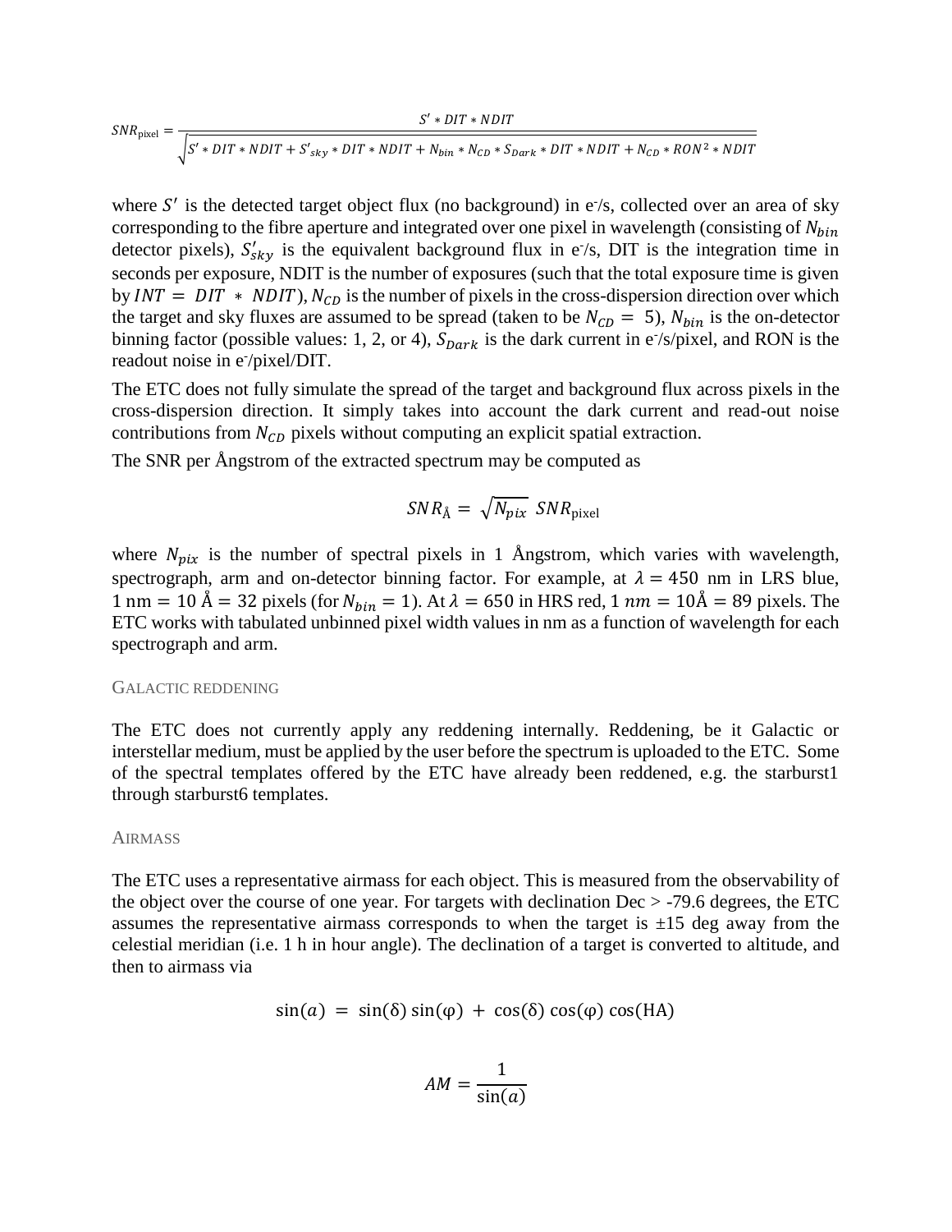$$SNR_{\text{pixel}} = \frac{S' * DIT * NDIT}{\sqrt{S' * DIT * NDIT + S'_{sky} * DIT * NDIT + N_{bin} * N_{CD} * S_{Dark} * DIT * NDIT + N_{CD} * RON^2 * NDIT}}$$

where $S'$ is the detected target object flux (no background) in e⁻/s, collected over an area of sky corresponding to the fibre aperture and integrated over one pixel in wavelength (consisting of $N_{bin}$ detector pixels), $S'_{sky}$ is the equivalent background flux in e⁻/s, DIT is the integration time in seconds per exposure, NDIT is the number of exposures (such that the total exposure time is given by $INT = DIT * NDIT$), $N_{CD}$ is the number of pixels in the cross-dispersion direction over which the target and sky fluxes are assumed to be spread (taken to be $N_{CD} = 5$), $N_{bin}$ is the on-detector binning factor (possible values: 1, 2, or 4), $S_{Dark}$ is the dark current in e⁻/s/pixel, and RON is the readout noise in e⁻/pixel/DIT.

The ETC does not fully simulate the spread of the target and background flux across pixels in the cross-dispersion direction. It simply takes into account the dark current and read-out noise contributions from $N_{CD}$ pixels without computing an explicit spatial extraction.

The SNR per Ångstrom of the extracted spectrum may be computed as

$$SNR_{\text{Å}} = \sqrt{N_{pix}}\ SNR_{\text{pixel}}$$

where $N_{pix}$ is the number of spectral pixels in 1 Ångstrom, which varies with wavelength, spectrograph, arm and on-detector binning factor. For example, at $\lambda = 450$ nm in LRS blue, 1 nm = 10 Å = 32 pixels (for $N_{bin} = 1$). At $\lambda = 650$ in HRS red, $1\ nm = 10\text{Å} = 89$ pixels. The ETC works with tabulated unbinned pixel width values in nm as a function of wavelength for each spectrograph and arm.

## Galactic reddening

The ETC does not currently apply any reddening internally. Reddening, be it Galactic or interstellar medium, must be applied by the user before the spectrum is uploaded to the ETC. Some of the spectral templates offered by the ETC have already been reddened, e.g. the starburst1 through starburst6 templates.

## Airmass

The ETC uses a representative airmass for each object. This is measured from the observability of the object over the course of one year. For targets with declination Dec > -79.6 degrees, the ETC assumes the representative airmass corresponds to when the target is ±15 deg away from the celestial meridian (i.e. 1 h in hour angle). The declination of a target is converted to altitude, and then to airmass via

$$\sin(a) = \sin(\delta)\sin(\varphi) + \cos(\delta)\cos(\varphi)\cos(\text{HA})$$

$$AM = \frac{1}{\sin(a)}$$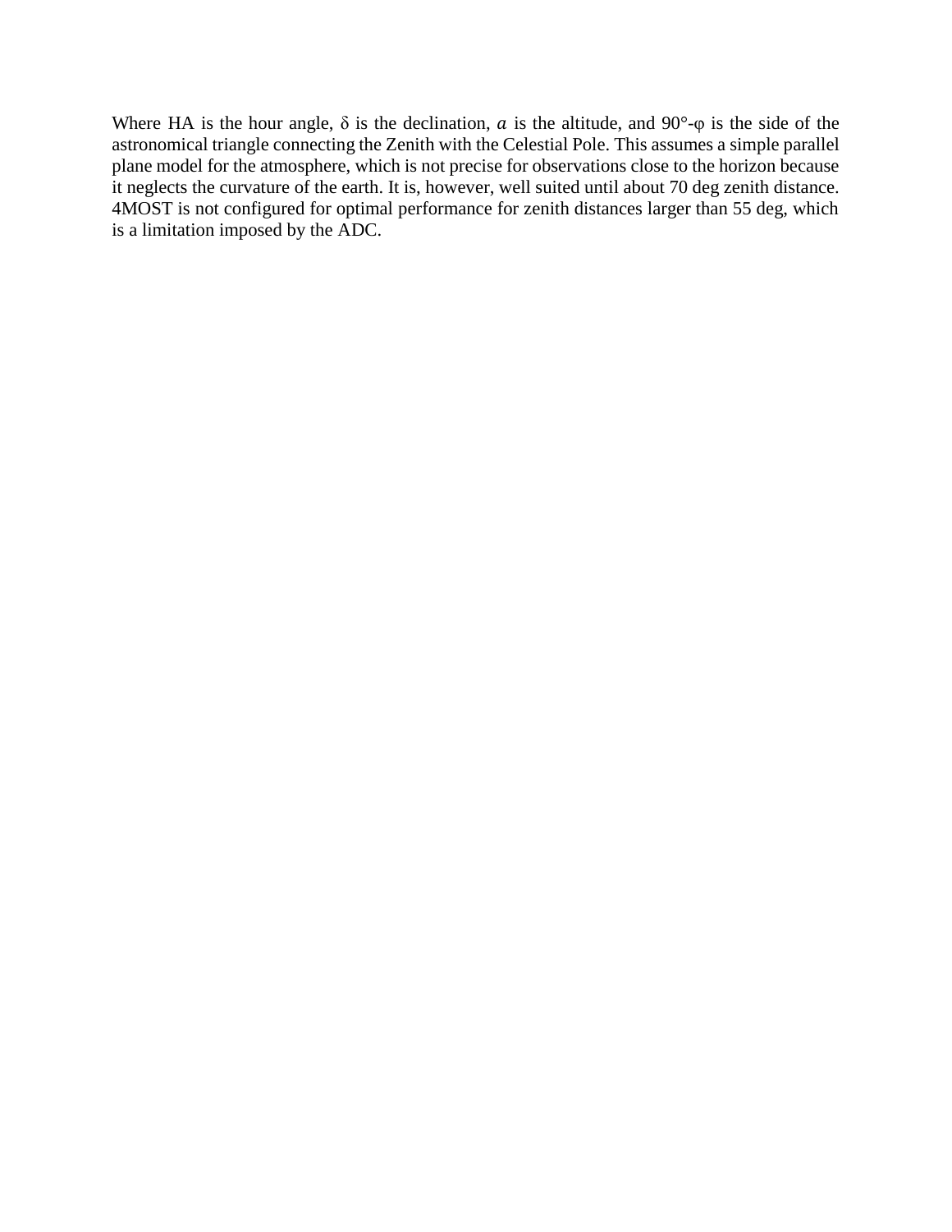Where HA is the hour angle, $\delta$ is the declination, $a$ is the altitude, and $90°-\varphi$ is the side of the astronomical triangle connecting the Zenith with the Celestial Pole. This assumes a simple parallel plane model for the atmosphere, which is not precise for observations close to the horizon because it neglects the curvature of the earth. It is, however, well suited until about 70 deg zenith distance. 4MOST is not configured for optimal performance for zenith distances larger than 55 deg, which is a limitation imposed by the ADC.